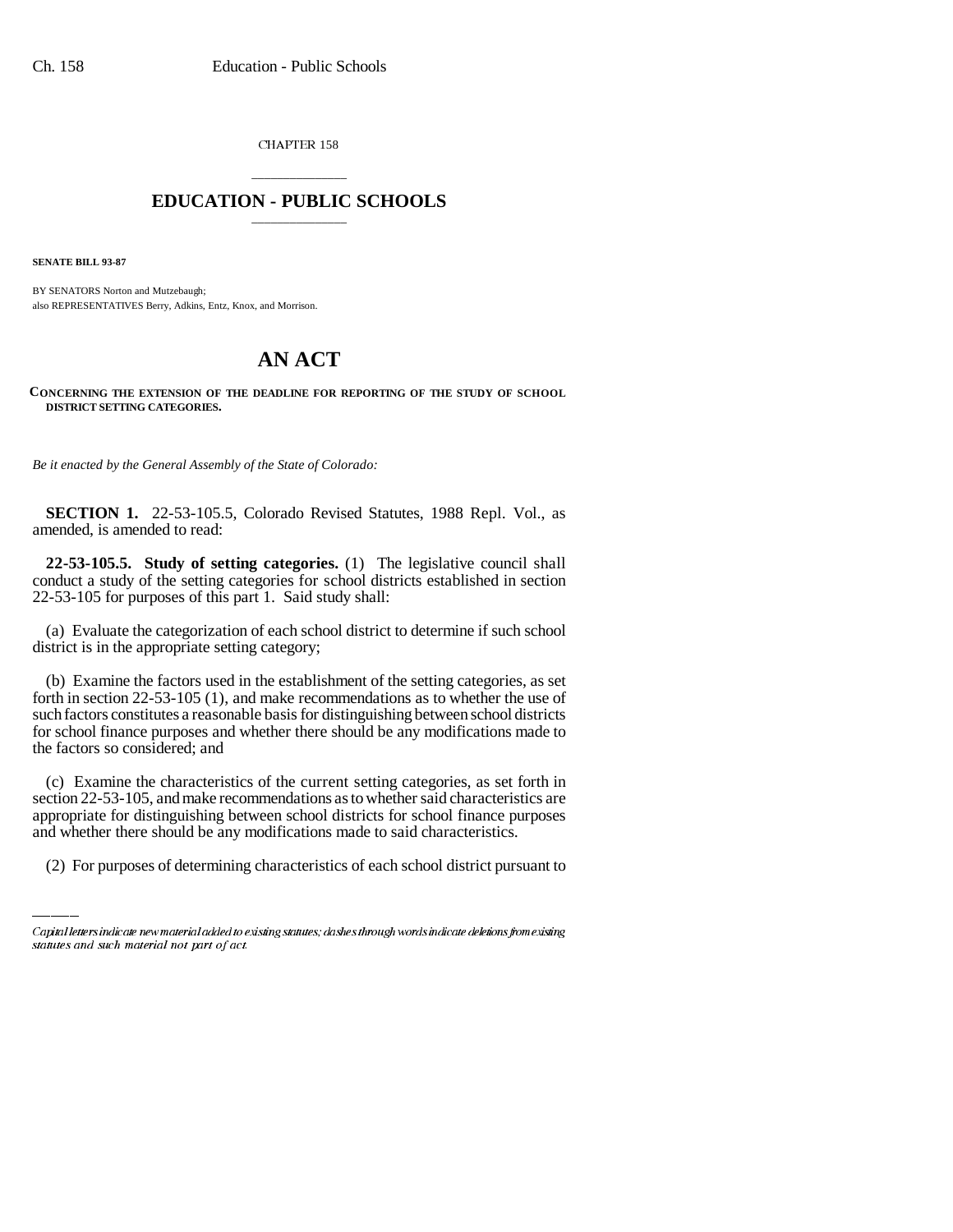CHAPTER 158

# EDUCATION - PUBLIC SCHOOLS

**SENATE BILL 93-87**

BY SENATORS Norton and Mutzebaugh;
also REPRESENTATIVES Berry, Adkins, Entz, Knox, and Morrison.

# AN ACT

**CONCERNING THE EXTENSION OF THE DEADLINE FOR REPORTING OF THE STUDY OF SCHOOL DISTRICT SETTING CATEGORIES.**

*Be it enacted by the General Assembly of the State of Colorado:*

**SECTION 1.** 22-53-105.5, Colorado Revised Statutes, 1988 Repl. Vol., as amended, is amended to read:

**22-53-105.5. Study of setting categories.** (1) The legislative council shall conduct a study of the setting categories for school districts established in section 22-53-105 for purposes of this part 1. Said study shall:

(a) Evaluate the categorization of each school district to determine if such school district is in the appropriate setting category;

(b) Examine the factors used in the establishment of the setting categories, as set forth in section 22-53-105 (1), and make recommendations as to whether the use of such factors constitutes a reasonable basis for distinguishing between school districts for school finance purposes and whether there should be any modifications made to the factors so considered; and

(c) Examine the characteristics of the current setting categories, as set forth in section 22-53-105, and make recommendations as to whether said characteristics are appropriate for distinguishing between school districts for school finance purposes and whether there should be any modifications made to said characteristics.

(2) For purposes of determining characteristics of each school district pursuant to

Capital letters indicate new material added to existing statutes; dashes through words indicate deletions from existing statutes and such material not part of act.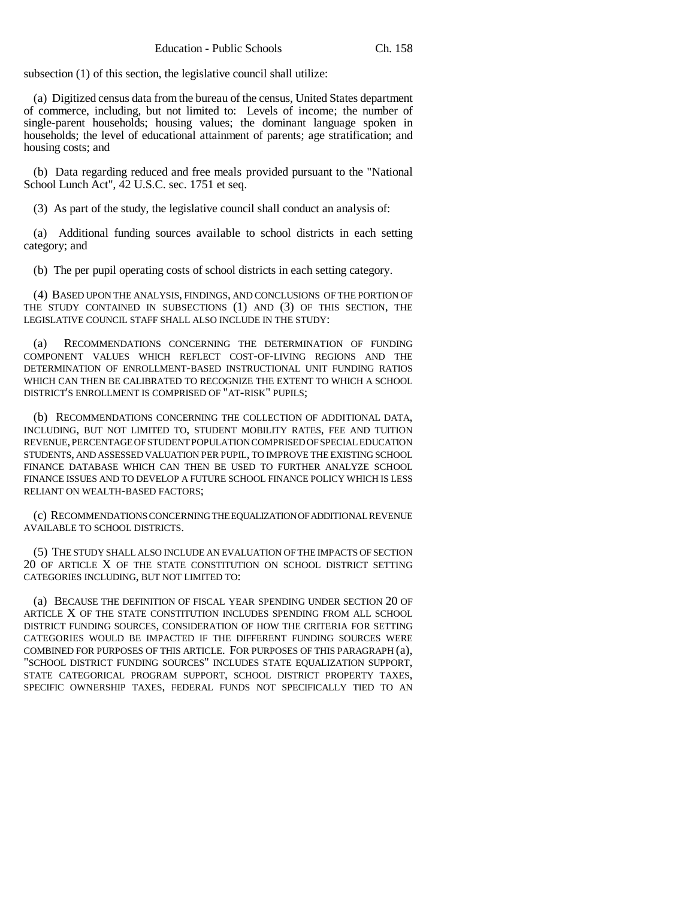subsection (1) of this section, the legislative council shall utilize:

(a) Digitized census data from the bureau of the census, United States department of commerce, including, but not limited to: Levels of income; the number of single-parent households; housing values; the dominant language spoken in households; the level of educational attainment of parents; age stratification; and housing costs; and

(b) Data regarding reduced and free meals provided pursuant to the "National School Lunch Act", 42 U.S.C. sec. 1751 et seq.

(3) As part of the study, the legislative council shall conduct an analysis of:

(a) Additional funding sources available to school districts in each setting category; and

(b) The per pupil operating costs of school districts in each setting category.

(4) BASED UPON THE ANALYSIS, FINDINGS, AND CONCLUSIONS OF THE PORTION OF THE STUDY CONTAINED IN SUBSECTIONS (1) AND (3) OF THIS SECTION, THE LEGISLATIVE COUNCIL STAFF SHALL ALSO INCLUDE IN THE STUDY:

(a) RECOMMENDATIONS CONCERNING THE DETERMINATION OF FUNDING COMPONENT VALUES WHICH REFLECT COST-OF-LIVING REGIONS AND THE DETERMINATION OF ENROLLMENT-BASED INSTRUCTIONAL UNIT FUNDING RATIOS WHICH CAN THEN BE CALIBRATED TO RECOGNIZE THE EXTENT TO WHICH A SCHOOL DISTRICT'S ENROLLMENT IS COMPRISED OF "AT-RISK" PUPILS;

(b) RECOMMENDATIONS CONCERNING THE COLLECTION OF ADDITIONAL DATA, INCLUDING, BUT NOT LIMITED TO, STUDENT MOBILITY RATES, FEE AND TUITION REVENUE, PERCENTAGE OF STUDENT POPULATION COMPRISED OF SPECIAL EDUCATION STUDENTS, AND ASSESSED VALUATION PER PUPIL, TO IMPROVE THE EXISTING SCHOOL FINANCE DATABASE WHICH CAN THEN BE USED TO FURTHER ANALYZE SCHOOL FINANCE ISSUES AND TO DEVELOP A FUTURE SCHOOL FINANCE POLICY WHICH IS LESS RELIANT ON WEALTH-BASED FACTORS;

(c) RECOMMENDATIONS CONCERNING THE EQUALIZATION OF ADDITIONAL REVENUE AVAILABLE TO SCHOOL DISTRICTS.

(5) THE STUDY SHALL ALSO INCLUDE AN EVALUATION OF THE IMPACTS OF SECTION 20 OF ARTICLE X OF THE STATE CONSTITUTION ON SCHOOL DISTRICT SETTING CATEGORIES INCLUDING, BUT NOT LIMITED TO:

(a) BECAUSE THE DEFINITION OF FISCAL YEAR SPENDING UNDER SECTION 20 OF ARTICLE X OF THE STATE CONSTITUTION INCLUDES SPENDING FROM ALL SCHOOL DISTRICT FUNDING SOURCES, CONSIDERATION OF HOW THE CRITERIA FOR SETTING CATEGORIES WOULD BE IMPACTED IF THE DIFFERENT FUNDING SOURCES WERE COMBINED FOR PURPOSES OF THIS ARTICLE. FOR PURPOSES OF THIS PARAGRAPH (a), "SCHOOL DISTRICT FUNDING SOURCES" INCLUDES STATE EQUALIZATION SUPPORT, STATE CATEGORICAL PROGRAM SUPPORT, SCHOOL DISTRICT PROPERTY TAXES, SPECIFIC OWNERSHIP TAXES, FEDERAL FUNDS NOT SPECIFICALLY TIED TO AN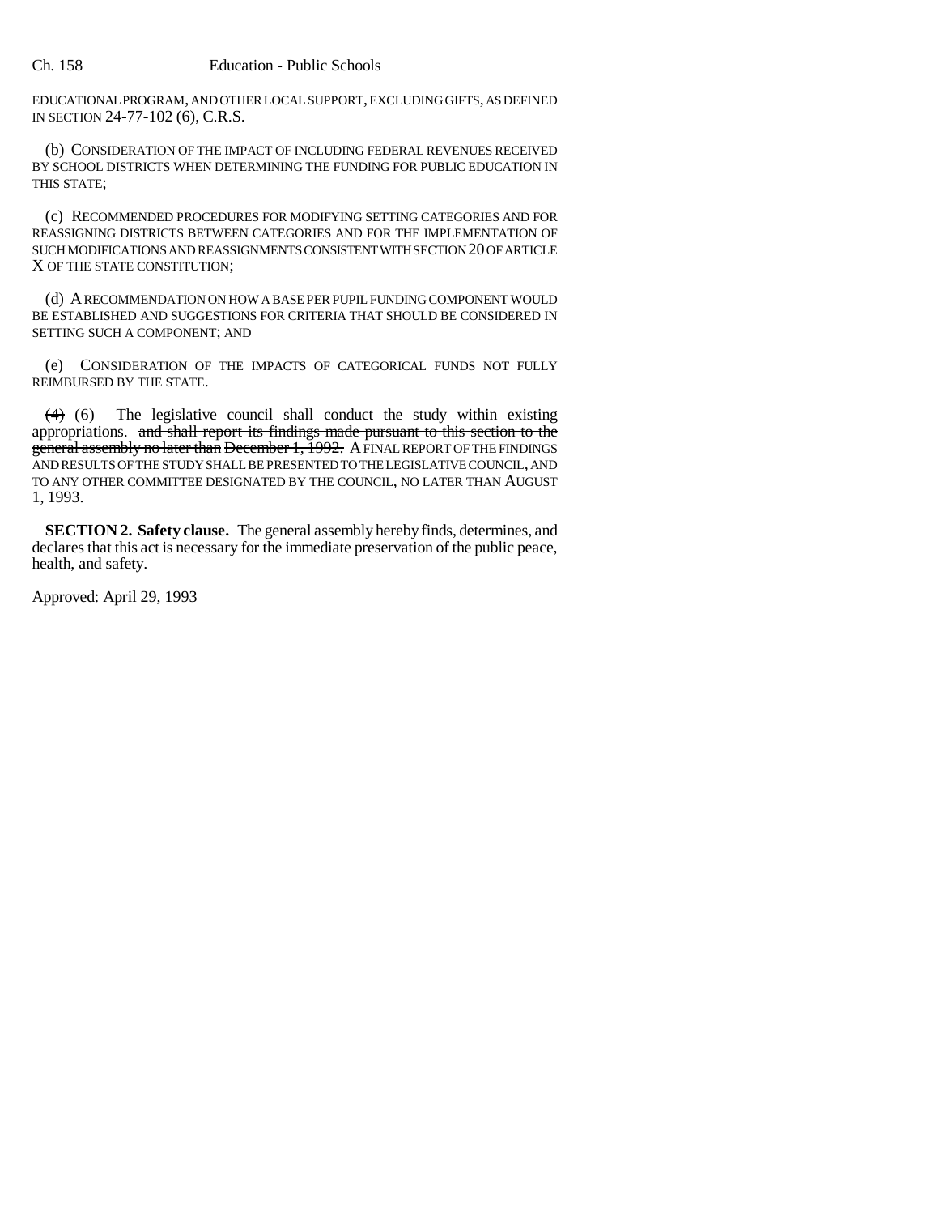EDUCATIONAL PROGRAM, AND OTHER LOCAL SUPPORT, EXCLUDING GIFTS, AS DEFINED IN SECTION 24-77-102 (6), C.R.S.

(b) CONSIDERATION OF THE IMPACT OF INCLUDING FEDERAL REVENUES RECEIVED BY SCHOOL DISTRICTS WHEN DETERMINING THE FUNDING FOR PUBLIC EDUCATION IN THIS STATE;

(c) RECOMMENDED PROCEDURES FOR MODIFYING SETTING CATEGORIES AND FOR REASSIGNING DISTRICTS BETWEEN CATEGORIES AND FOR THE IMPLEMENTATION OF SUCH MODIFICATIONS AND REASSIGNMENTS CONSISTENT WITH SECTION 20 OF ARTICLE X OF THE STATE CONSTITUTION;

(d) A RECOMMENDATION ON HOW A BASE PER PUPIL FUNDING COMPONENT WOULD BE ESTABLISHED AND SUGGESTIONS FOR CRITERIA THAT SHOULD BE CONSIDERED IN SETTING SUCH A COMPONENT; AND

(e) CONSIDERATION OF THE IMPACTS OF CATEGORICAL FUNDS NOT FULLY REIMBURSED BY THE STATE.

~~(4)~~ (6) The legislative council shall conduct the study within existing appropriations. ~~and shall report its findings made pursuant to this section to the general assembly no later than December 1, 1992.~~ A FINAL REPORT OF THE FINDINGS AND RESULTS OF THE STUDY SHALL BE PRESENTED TO THE LEGISLATIVE COUNCIL, AND TO ANY OTHER COMMITTEE DESIGNATED BY THE COUNCIL, NO LATER THAN AUGUST 1, 1993.

**SECTION 2. Safety clause.** The general assembly hereby finds, determines, and declares that this act is necessary for the immediate preservation of the public peace, health, and safety.

Approved: April 29, 1993